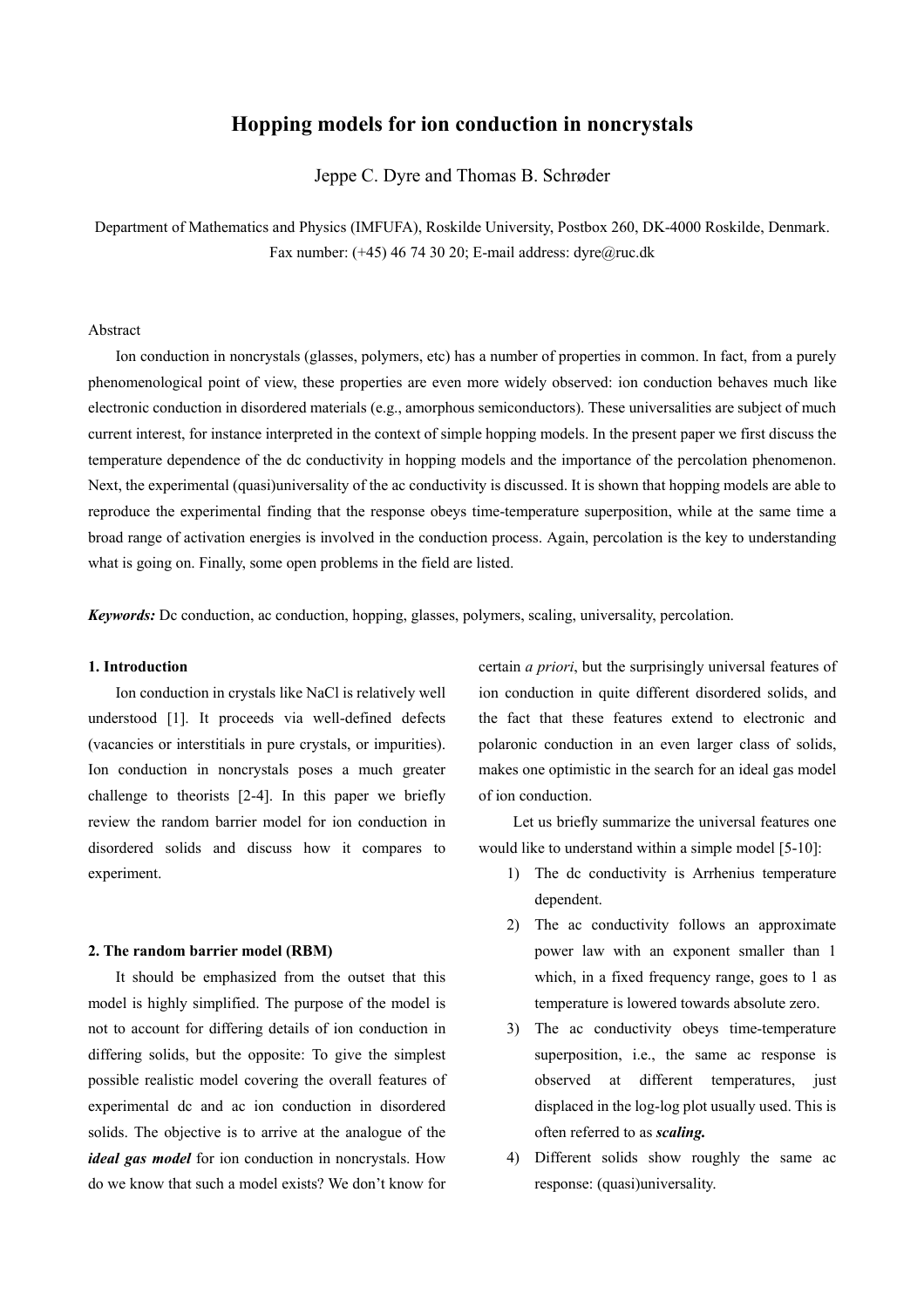# Hopping models for ion conduction in noncrystals

Jeppe C. Dyre and Thomas B. Schrøder

Department of Mathematics and Physics (IMFUFA), Roskilde University, Postbox 260, DK-4000 Roskilde, Denmark.
Fax number: (+45) 46 74 30 20; E-mail address: dyre@ruc.dk

## Abstract

Ion conduction in noncrystals (glasses, polymers, etc) has a number of properties in common. In fact, from a purely phenomenological point of view, these properties are even more widely observed: ion conduction behaves much like electronic conduction in disordered materials (e.g., amorphous semiconductors). These universalities are subject of much current interest, for instance interpreted in the context of simple hopping models. In the present paper we first discuss the temperature dependence of the dc conductivity in hopping models and the importance of the percolation phenomenon. Next, the experimental (quasi)universality of the ac conductivity is discussed. It is shown that hopping models are able to reproduce the experimental finding that the response obeys time-temperature superposition, while at the same time a broad range of activation energies is involved in the conduction process. Again, percolation is the key to understanding what is going on. Finally, some open problems in the field are listed.

***Keywords:*** Dc conduction, ac conduction, hopping, glasses, polymers, scaling, universality, percolation.

## 1. Introduction

Ion conduction in crystals like NaCl is relatively well understood [1]. It proceeds via well-defined defects (vacancies or interstitials in pure crystals, or impurities). Ion conduction in noncrystals poses a much greater challenge to theorists [2-4]. In this paper we briefly review the random barrier model for ion conduction in disordered solids and discuss how it compares to experiment.

## 2. The random barrier model (RBM)

It should be emphasized from the outset that this model is highly simplified. The purpose of the model is not to account for differing details of ion conduction in differing solids, but the opposite: To give the simplest possible realistic model covering the overall features of experimental dc and ac ion conduction in disordered solids. The objective is to arrive at the analogue of the ***ideal gas model*** for ion conduction in noncrystals. How do we know that such a model exists? We don't know for certain *a priori*, but the surprisingly universal features of ion conduction in quite different disordered solids, and the fact that these features extend to electronic and polaronic conduction in an even larger class of solids, makes one optimistic in the search for an ideal gas model of ion conduction.

Let us briefly summarize the universal features one would like to understand within a simple model [5-10]:

1) The dc conductivity is Arrhenius temperature dependent.
2) The ac conductivity follows an approximate power law with an exponent smaller than 1 which, in a fixed frequency range, goes to 1 as temperature is lowered towards absolute zero.
3) The ac conductivity obeys time-temperature superposition, i.e., the same ac response is observed at different temperatures, just displaced in the log-log plot usually used. This is often referred to as ***scaling.***
4) Different solids show roughly the same ac response: (quasi)universality.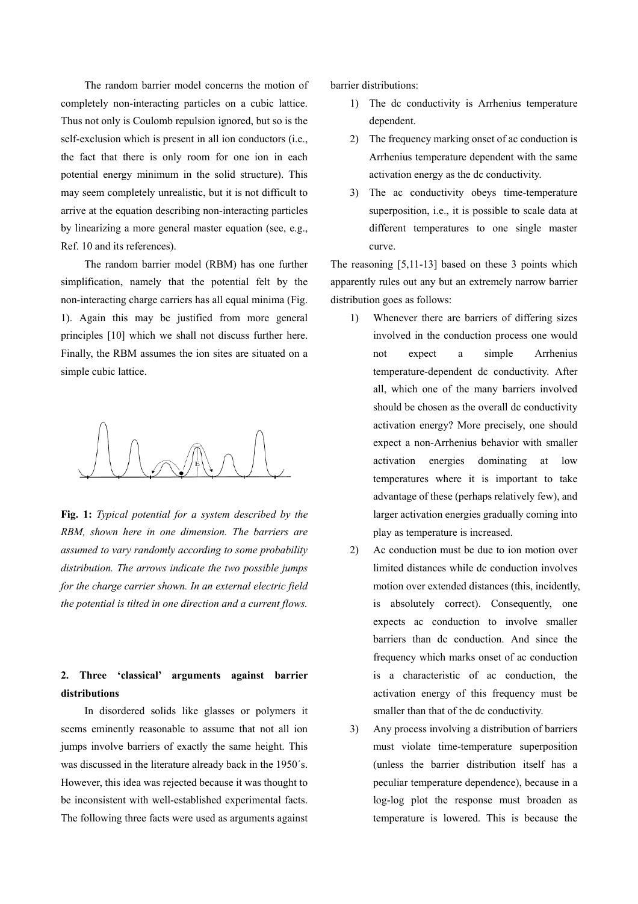The random barrier model concerns the motion of completely non-interacting particles on a cubic lattice. Thus not only is Coulomb repulsion ignored, but so is the self-exclusion which is present in all ion conductors (i.e., the fact that there is only room for one ion in each potential energy minimum in the solid structure). This may seem completely unrealistic, but it is not difficult to arrive at the equation describing non-interacting particles by linearizing a more general master equation (see, e.g., Ref. 10 and its references).

The random barrier model (RBM) has one further simplification, namely that the potential felt by the non-interacting charge carriers has all equal minima (Fig. 1). Again this may be justified from more general principles [10] which we shall not discuss further here. Finally, the RBM assumes the ion sites are situated on a simple cubic lattice.

**Fig. 1:** *Typical potential for a system described by the RBM, shown here in one dimension. The barriers are assumed to vary randomly according to some probability distribution. The arrows indicate the two possible jumps for the charge carrier shown. In an external electric field the potential is tilted in one direction and a current flows.*

## 2. Three 'classical' arguments against barrier distributions

In disordered solids like glasses or polymers it seems eminently reasonable to assume that not all ion jumps involve barriers of exactly the same height. This was discussed in the literature already back in the 1950´s. However, this idea was rejected because it was thought to be inconsistent with well-established experimental facts. The following three facts were used as arguments against barrier distributions:

1) The dc conductivity is Arrhenius temperature dependent.
2) The frequency marking onset of ac conduction is Arrhenius temperature dependent with the same activation energy as the dc conductivity.
3) The ac conductivity obeys time-temperature superposition, i.e., it is possible to scale data at different temperatures to one single master curve.

The reasoning [5,11-13] based on these 3 points which apparently rules out any but an extremely narrow barrier distribution goes as follows:

1) Whenever there are barriers of differing sizes involved in the conduction process one would not expect a simple Arrhenius temperature-dependent dc conductivity. After all, which one of the many barriers involved should be chosen as the overall dc conductivity activation energy? More precisely, one should expect a non-Arrhenius behavior with smaller activation energies dominating at low temperatures where it is important to take advantage of these (perhaps relatively few), and larger activation energies gradually coming into play as temperature is increased.
2) Ac conduction must be due to ion motion over limited distances while dc conduction involves motion over extended distances (this, incidently, is absolutely correct). Consequently, one expects ac conduction to involve smaller barriers than dc conduction. And since the frequency which marks onset of ac conduction is a characteristic of ac conduction, the activation energy of this frequency must be smaller than that of the dc conductivity.
3) Any process involving a distribution of barriers must violate time-temperature superposition (unless the barrier distribution itself has a peculiar temperature dependence), because in a log-log plot the response must broaden as temperature is lowered. This is because the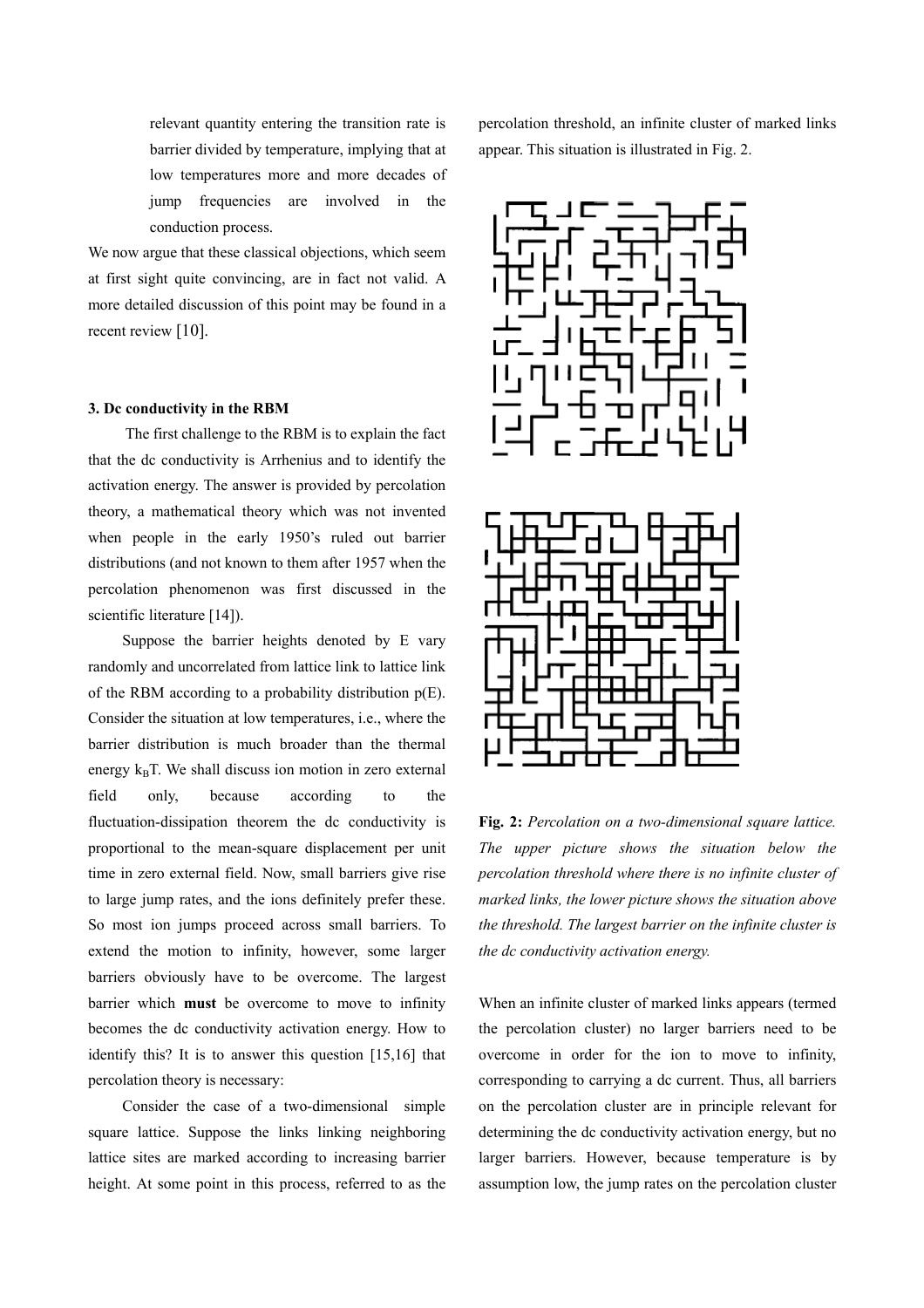relevant quantity entering the transition rate is barrier divided by temperature, implying that at low temperatures more and more decades of jump frequencies are involved in the conduction process.

We now argue that these classical objections, which seem at first sight quite convincing, are in fact not valid. A more detailed discussion of this point may be found in a recent review [10].

### 3. Dc conductivity in the RBM

The first challenge to the RBM is to explain the fact that the dc conductivity is Arrhenius and to identify the activation energy. The answer is provided by percolation theory, a mathematical theory which was not invented when people in the early 1950's ruled out barrier distributions (and not known to them after 1957 when the percolation phenomenon was first discussed in the scientific literature [14]).

Suppose the barrier heights denoted by E vary randomly and uncorrelated from lattice link to lattice link of the RBM according to a probability distribution p(E). Consider the situation at low temperatures, i.e., where the barrier distribution is much broader than the thermal energy $k_BT$. We shall discuss ion motion in zero external field only, because according to the fluctuation-dissipation theorem the dc conductivity is proportional to the mean-square displacement per unit time in zero external field. Now, small barriers give rise to large jump rates, and the ions definitely prefer these. So most ion jumps proceed across small barriers. To extend the motion to infinity, however, some larger barriers obviously have to be overcome. The largest barrier which **must** be overcome to move to infinity becomes the dc conductivity activation energy. How to identify this? It is to answer this question [15,16] that percolation theory is necessary:

Consider the case of a two-dimensional simple square lattice. Suppose the links linking neighboring lattice sites are marked according to increasing barrier height. At some point in this process, referred to as the percolation threshold, an infinite cluster of marked links appear. This situation is illustrated in Fig. 2.

**Fig. 2:** *Percolation on a two-dimensional square lattice. The upper picture shows the situation below the percolation threshold where there is no infinite cluster of marked links, the lower picture shows the situation above the threshold. The largest barrier on the infinite cluster is the dc conductivity activation energy.*

When an infinite cluster of marked links appears (termed the percolation cluster) no larger barriers need to be overcome in order for the ion to move to infinity, corresponding to carrying a dc current. Thus, all barriers on the percolation cluster are in principle relevant for determining the dc conductivity activation energy, but no larger barriers. However, because temperature is by assumption low, the jump rates on the percolation cluster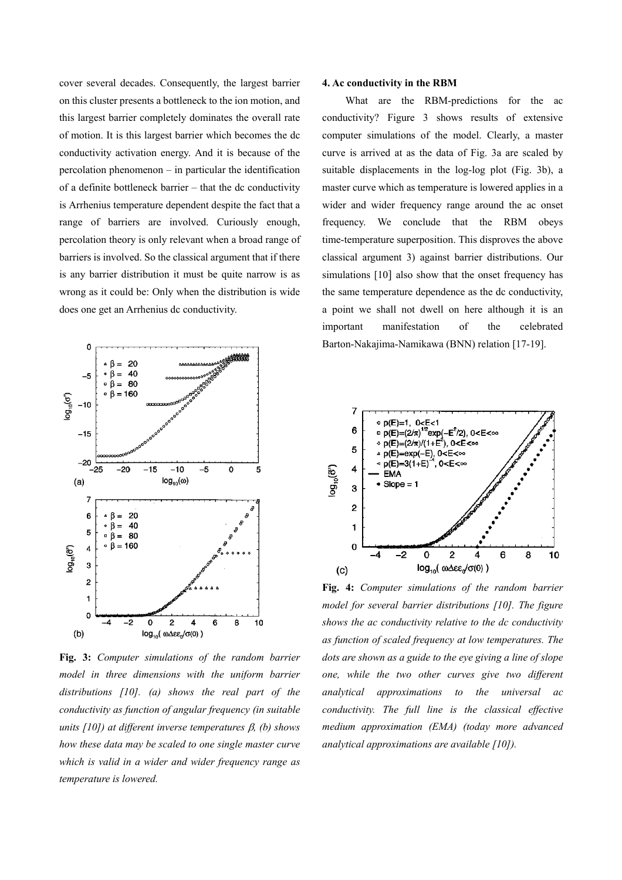cover several decades. Consequently, the largest barrier on this cluster presents a bottleneck to the ion motion, and this largest barrier completely dominates the overall rate of motion. It is this largest barrier which becomes the dc conductivity activation energy. And it is because of the percolation phenomenon – in particular the identification of a definite bottleneck barrier – that the dc conductivity is Arrhenius temperature dependent despite the fact that a range of barriers are involved. Curiously enough, percolation theory is only relevant when a broad range of barriers is involved. So the classical argument that if there is any barrier distribution it must be quite narrow is as wrong as it could be: Only when the distribution is wide does one get an Arrhenius dc conductivity.

**Fig. 3:** *Computer simulations of the random barrier model in three dimensions with the uniform barrier distributions [10]. (a) shows the real part of the conductivity as function of angular frequency (in suitable units [10]) at different inverse temperatures $\beta$, (b) shows how these data may be scaled to one single master curve which is valid in a wider and wider frequency range as temperature is lowered.*

## 4. Ac conductivity in the RBM

What are the RBM-predictions for the ac conductivity? Figure 3 shows results of extensive computer simulations of the model. Clearly, a master curve is arrived at as the data of Fig. 3a are scaled by suitable displacements in the log-log plot (Fig. 3b), a master curve which as temperature is lowered applies in a wider and wider frequency range around the ac onset frequency. We conclude that the RBM obeys time-temperature superposition. This disproves the above classical argument 3) against barrier distributions. Our simulations [10] also show that the onset frequency has the same temperature dependence as the dc conductivity, a point we shall not dwell on here although it is an important manifestation of the celebrated Barton-Nakajima-Namikawa (BNN) relation [17-19].

**Fig. 4:** *Computer simulations of the random barrier model for several barrier distributions [10]. The figure shows the ac conductivity relative to the dc conductivity as function of scaled frequency at low temperatures. The dots are shown as a guide to the eye giving a line of slope one, while the two other curves give two different analytical approximations to the universal ac conductivity. The full line is the classical effective medium approximation (EMA) (today more advanced analytical approximations are available [10]).*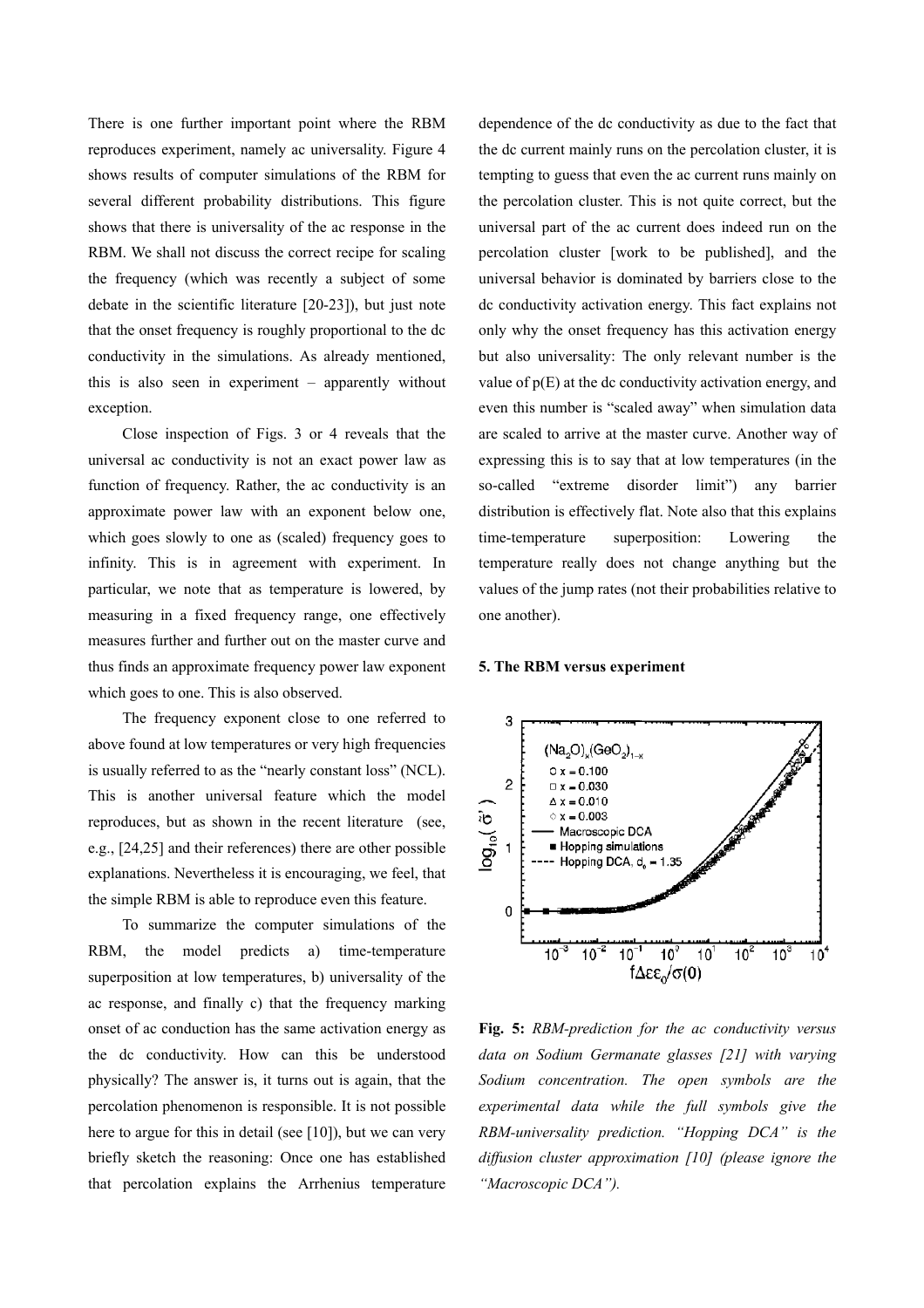There is one further important point where the RBM reproduces experiment, namely ac universality. Figure 4 shows results of computer simulations of the RBM for several different probability distributions. This figure shows that there is universality of the ac response in the RBM. We shall not discuss the correct recipe for scaling the frequency (which was recently a subject of some debate in the scientific literature [20-23]), but just note that the onset frequency is roughly proportional to the dc conductivity in the simulations. As already mentioned, this is also seen in experiment – apparently without exception.

Close inspection of Figs. 3 or 4 reveals that the universal ac conductivity is not an exact power law as function of frequency. Rather, the ac conductivity is an approximate power law with an exponent below one, which goes slowly to one as (scaled) frequency goes to infinity. This is in agreement with experiment. In particular, we note that as temperature is lowered, by measuring in a fixed frequency range, one effectively measures further and further out on the master curve and thus finds an approximate frequency power law exponent which goes to one. This is also observed.

The frequency exponent close to one referred to above found at low temperatures or very high frequencies is usually referred to as the "nearly constant loss" (NCL). This is another universal feature which the model reproduces, but as shown in the recent literature (see, e.g., [24,25] and their references) there are other possible explanations. Nevertheless it is encouraging, we feel, that the simple RBM is able to reproduce even this feature.

To summarize the computer simulations of the RBM, the model predicts a) time-temperature superposition at low temperatures, b) universality of the ac response, and finally c) that the frequency marking onset of ac conduction has the same activation energy as the dc conductivity. How can this be understood physically? The answer is, it turns out is again, that the percolation phenomenon is responsible. It is not possible here to argue for this in detail (see [10]), but we can very briefly sketch the reasoning: Once one has established that percolation explains the Arrhenius temperature dependence of the dc conductivity as due to the fact that the dc current mainly runs on the percolation cluster, it is tempting to guess that even the ac current runs mainly on the percolation cluster. This is not quite correct, but the universal part of the ac current does indeed run on the percolation cluster [work to be published], and the universal behavior is dominated by barriers close to the dc conductivity activation energy. This fact explains not only why the onset frequency has this activation energy but also universality: The only relevant number is the value of $p(E)$ at the dc conductivity activation energy, and even this number is "scaled away" when simulation data are scaled to arrive at the master curve. Another way of expressing this is to say that at low temperatures (in the so-called "extreme disorder limit") any barrier distribution is effectively flat. Note also that this explains time-temperature superposition: Lowering the temperature really does not change anything but the values of the jump rates (not their probabilities relative to one another).

## 5. The RBM versus experiment

**Fig. 5:** *RBM-prediction for the ac conductivity versus data on Sodium Germanate glasses [21] with varying Sodium concentration. The open symbols are the experimental data while the full symbols give the RBM-universality prediction. "Hopping DCA" is the diffusion cluster approximation [10] (please ignore the "Macroscopic DCA").*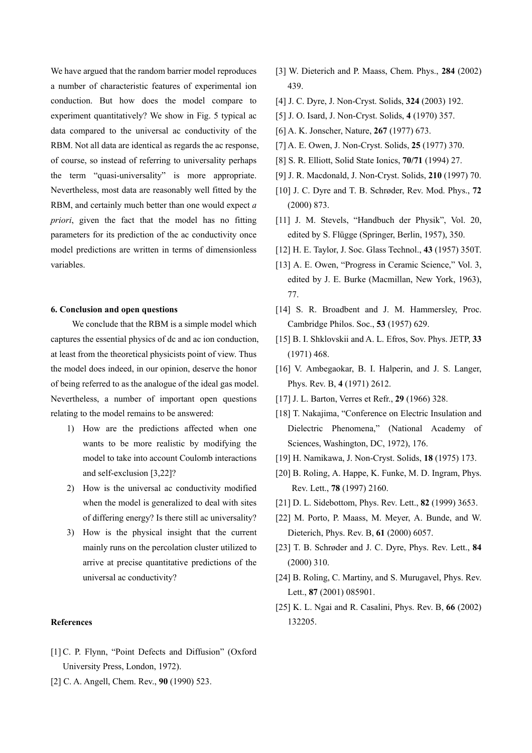We have argued that the random barrier model reproduces a number of characteristic features of experimental ion conduction. But how does the model compare to experiment quantitatively? We show in Fig. 5 typical ac data compared to the universal ac conductivity of the RBM. Not all data are identical as regards the ac response, of course, so instead of referring to universality perhaps the term "quasi-universality" is more appropriate. Nevertheless, most data are reasonably well fitted by the RBM, and certainly much better than one would expect *a priori*, given the fact that the model has no fitting parameters for its prediction of the ac conductivity once model predictions are written in terms of dimensionless variables.

### 6. Conclusion and open questions

We conclude that the RBM is a simple model which captures the essential physics of dc and ac ion conduction, at least from the theoretical physicists point of view. Thus the model does indeed, in our opinion, deserve the honor of being referred to as the analogue of the ideal gas model. Nevertheless, a number of important open questions relating to the model remains to be answered:

1) How are the predictions affected when one wants to be more realistic by modifying the model to take into account Coulomb interactions and self-exclusion [3,22]?
2) How is the universal ac conductivity modified when the model is generalized to deal with sites of differing energy? Is there still ac universality?
3) How is the physical insight that the current mainly runs on the percolation cluster utilized to arrive at precise quantitative predictions of the universal ac conductivity?

### References

[1] C. P. Flynn, "Point Defects and Diffusion" (Oxford University Press, London, 1972).

[2] C. A. Angell, Chem. Rev., **90** (1990) 523.

[3] W. Dieterich and P. Maass, Chem. Phys., **284** (2002) 439.

[4] J. C. Dyre, J. Non-Cryst. Solids, **324** (2003) 192.

[5] J. O. Isard, J. Non-Cryst. Solids, **4** (1970) 357.

[6] A. K. Jonscher, Nature, **267** (1977) 673.

[7] A. E. Owen, J. Non-Cryst. Solids, **25** (1977) 370.

[8] S. R. Elliott, Solid State Ionics, **70/71** (1994) 27.

[9] J. R. Macdonald, J. Non-Cryst. Solids, **210** (1997) 70.

[10] J. C. Dyre and T. B. Schrøder, Rev. Mod. Phys., **72** (2000) 873.

[11] J. M. Stevels, "Handbuch der Physik", Vol. 20, edited by S. Flügge (Springer, Berlin, 1957), 350.

[12] H. E. Taylor, J. Soc. Glass Technol., **43** (1957) 350T.

[13] A. E. Owen, "Progress in Ceramic Science," Vol. 3, edited by J. E. Burke (Macmillan, New York, 1963), 77.

[14] S. R. Broadbent and J. M. Hammersley, Proc. Cambridge Philos. Soc., **53** (1957) 629.

[15] B. I. Shklovskii and A. L. Efros, Sov. Phys. JETP, **33** (1971) 468.

[16] V. Ambegaokar, B. I. Halperin, and J. S. Langer, Phys. Rev. B, **4** (1971) 2612.

[17] J. L. Barton, Verres et Refr., **29** (1966) 328.

[18] T. Nakajima, "Conference on Electric Insulation and Dielectric Phenomena," (National Academy of Sciences, Washington, DC, 1972), 176.

[19] H. Namikawa, J. Non-Cryst. Solids, **18** (1975) 173.

[20] B. Roling, A. Happe, K. Funke, M. D. Ingram, Phys. Rev. Lett., **78** (1997) 2160.

[21] D. L. Sidebottom, Phys. Rev. Lett., **82** (1999) 3653.

[22] M. Porto, P. Maass, M. Meyer, A. Bunde, and W. Dieterich, Phys. Rev. B, **61** (2000) 6057.

[23] T. B. Schrøder and J. C. Dyre, Phys. Rev. Lett., **84** (2000) 310.

[24] B. Roling, C. Martiny, and S. Murugavel, Phys. Rev. Lett., **87** (2001) 085901.

[25] K. L. Ngai and R. Casalini, Phys. Rev. B, **66** (2002) 132205.